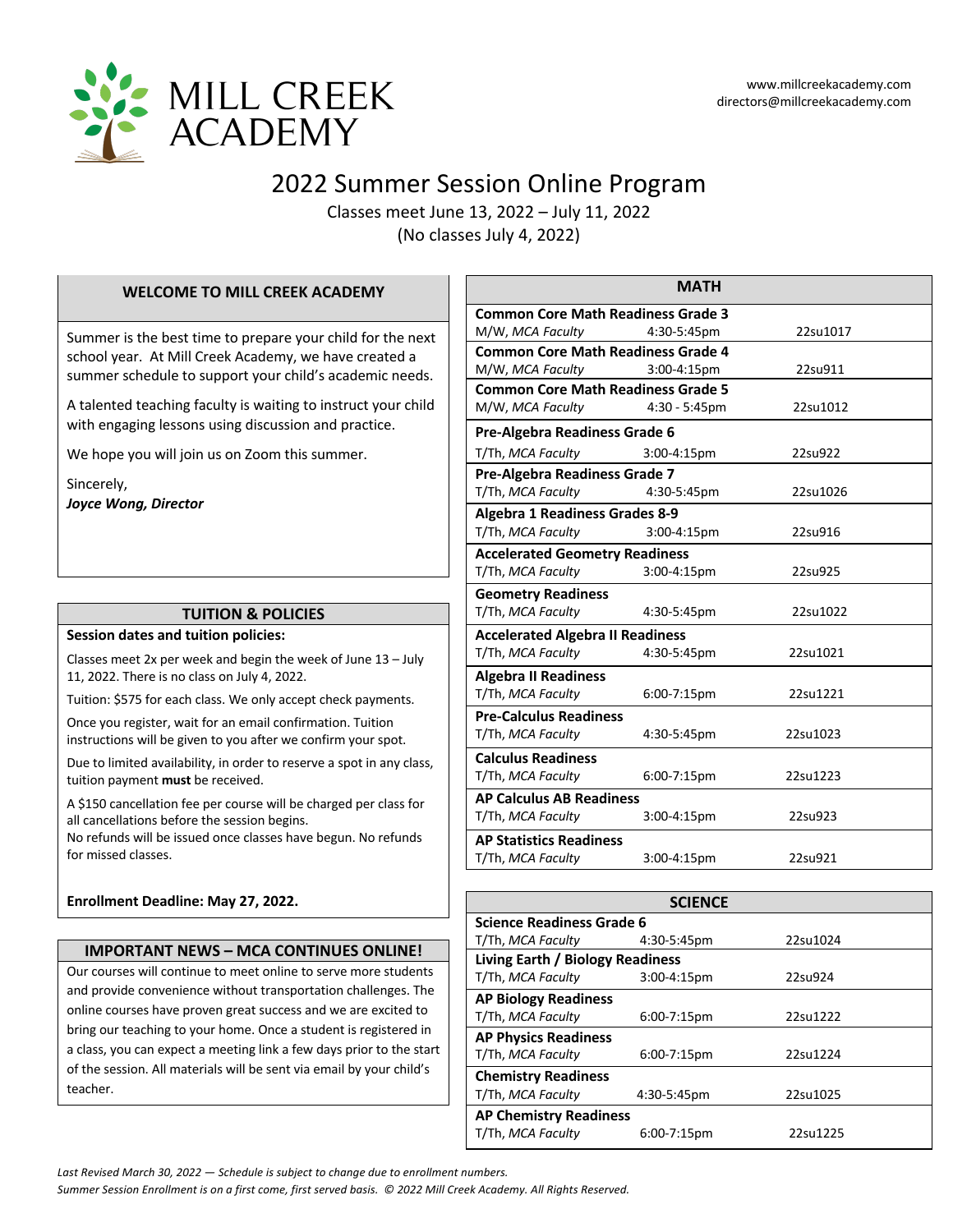# MILL CREEK ACADEMY

www.millcreekacademy.com
directors@millcreekacademy.com

## 2022 Summer Session Online Program

Classes meet June 13, 2022 – July 11, 2022
(No classes July 4, 2022)

### WELCOME TO MILL CREEK ACADEMY

Summer is the best time to prepare your child for the next school year. At Mill Creek Academy, we have created a summer schedule to support your child's academic needs.

A talented teaching faculty is waiting to instruct your child with engaging lessons using discussion and practice.

We hope you will join us on Zoom this summer.

Sincerely,
***Joyce Wong, Director***

### TUITION & POLICIES

**Session dates and tuition policies:**

Classes meet 2x per week and begin the week of June 13 – July 11, 2022. There is no class on July 4, 2022.

Tuition: $575 for each class. We only accept check payments.

Once you register, wait for an email confirmation. Tuition instructions will be given to you after we confirm your spot.

Due to limited availability, in order to reserve a spot in any class, tuition payment **must** be received.

A $150 cancellation fee per course will be charged per class for all cancellations before the session begins.
No refunds will be issued once classes have begun. No refunds for missed classes.

**Enrollment Deadline: May 27, 2022.**

### IMPORTANT NEWS – MCA CONTINUES ONLINE!

Our courses will continue to meet online to serve more students and provide convenience without transportation challenges. The online courses have proven great success and we are excited to bring our teaching to your home. Once a student is registered in a class, you can expect a meeting link a few days prior to the start of the session. All materials will be sent via email by your child's teacher.

### MATH

| Course | Days, Instructor | Time | Code |
|---|---|---|---|
| **Common Core Math Readiness Grade 3** | M/W, *MCA Faculty* | 4:30-5:45pm | 22su1017 |
| **Common Core Math Readiness Grade 4** | M/W, *MCA Faculty* | 3:00-4:15pm | 22su911 |
| **Common Core Math Readiness Grade 5** | M/W, *MCA Faculty* | 4:30 - 5:45pm | 22su1012 |
| **Pre-Algebra Readiness Grade 6** | T/Th, *MCA Faculty* | 3:00-4:15pm | 22su922 |
| **Pre-Algebra Readiness Grade 7** | T/Th, *MCA Faculty* | 4:30-5:45pm | 22su1026 |
| **Algebra 1 Readiness Grades 8-9** | T/Th, *MCA Faculty* | 3:00-4:15pm | 22su916 |
| **Accelerated Geometry Readiness** | T/Th, *MCA Faculty* | 3:00-4:15pm | 22su925 |
| **Geometry Readiness** | T/Th, *MCA Faculty* | 4:30-5:45pm | 22su1022 |
| **Accelerated Algebra II Readiness** | T/Th, *MCA Faculty* | 4:30-5:45pm | 22su1021 |
| **Algebra II Readiness** | T/Th, *MCA Faculty* | 6:00-7:15pm | 22su1221 |
| **Pre-Calculus Readiness** | T/Th, *MCA Faculty* | 4:30-5:45pm | 22su1023 |
| **Calculus Readiness** | T/Th, *MCA Faculty* | 6:00-7:15pm | 22su1223 |
| **AP Calculus AB Readiness** | T/Th, *MCA Faculty* | 3:00-4:15pm | 22su923 |
| **AP Statistics Readiness** | T/Th, *MCA Faculty* | 3:00-4:15pm | 22su921 |

### SCIENCE

| Course | Days, Instructor | Time | Code |
|---|---|---|---|
| **Science Readiness Grade 6** | T/Th, *MCA Faculty* | 4:30-5:45pm | 22su1024 |
| **Living Earth / Biology Readiness** | T/Th, *MCA Faculty* | 3:00-4:15pm | 22su924 |
| **AP Biology Readiness** | T/Th, *MCA Faculty* | 6:00-7:15pm | 22su1222 |
| **AP Physics Readiness** | T/Th, *MCA Faculty* | 6:00-7:15pm | 22su1224 |
| **Chemistry Readiness** | T/Th, *MCA Faculty* | 4:30-5:45pm | 22su1025 |
| **AP Chemistry Readiness** | T/Th, *MCA Faculty* | 6:00-7:15pm | 22su1225 |

*Last Revised March 30, 2022 — Schedule is subject to change due to enrollment numbers.*
*Summer Session Enrollment is on a first come, first served basis. © 2022 Mill Creek Academy. All Rights Reserved.*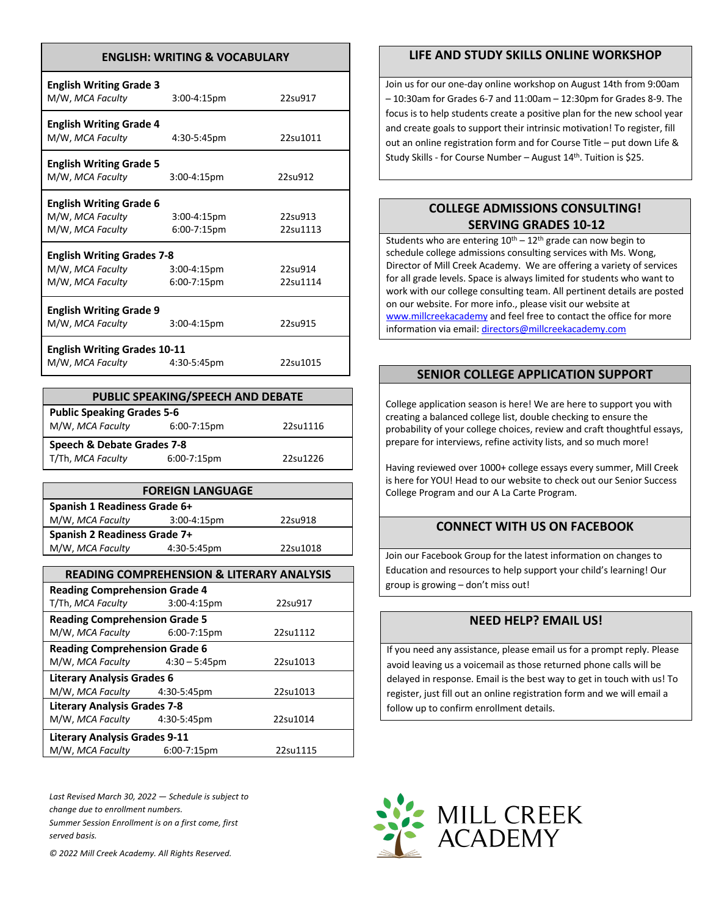## ENGLISH: WRITING & VOCABULARY

**English Writing Grade 3**
M/W, *MCA Faculty* 3:00-4:15pm 22su917

**English Writing Grade 4**
M/W, *MCA Faculty* 4:30-5:45pm 22su1011

**English Writing Grade 5**
M/W, *MCA Faculty* 3:00-4:15pm 22su912

**English Writing Grade 6**
M/W, *MCA Faculty* 3:00-4:15pm 22su913
M/W, *MCA Faculty* 6:00-7:15pm 22su1113

**English Writing Grades 7-8**
M/W, *MCA Faculty* 3:00-4:15pm 22su914
M/W, *MCA Faculty* 6:00-7:15pm 22su1114

**English Writing Grade 9**
M/W, *MCA Faculty* 3:00-4:15pm 22su915

**English Writing Grades 10-11**
M/W, *MCA Faculty* 4:30-5:45pm 22su1015

## PUBLIC SPEAKING/SPEECH AND DEBATE

**Public Speaking Grades 5-6**
M/W, *MCA Faculty* 6:00-7:15pm 22su1116

**Speech & Debate Grades 7-8**
T/Th, *MCA Faculty* 6:00-7:15pm 22su1226

## FOREIGN LANGUAGE

**Spanish 1 Readiness Grade 6+**
M/W, *MCA Faculty* 3:00-4:15pm 22su918

**Spanish 2 Readiness Grade 7+**
M/W, *MCA Faculty* 4:30-5:45pm 22su1018

## READING COMPREHENSION & LITERARY ANALYSIS

**Reading Comprehension Grade 4**
T/Th, *MCA Faculty* 3:00-4:15pm 22su917

**Reading Comprehension Grade 5**
M/W, *MCA Faculty* 6:00-7:15pm 22su1112

**Reading Comprehension Grade 6**
M/W, *MCA Faculty* 4:30 – 5:45pm 22su1013

**Literary Analysis Grades 6**
M/W, *MCA Faculty* 4:30-5:45pm 22su1013

**Literary Analysis Grades 7-8**
M/W, *MCA Faculty* 4:30-5:45pm 22su1014

**Literary Analysis Grades 9-11**
M/W, *MCA Faculty* 6:00-7:15pm 22su1115

*Last Revised March 30, 2022 — Schedule is subject to change due to enrollment numbers.*
*Summer Session Enrollment is on a first come, first served basis.*

*© 2022 Mill Creek Academy. All Rights Reserved.*

## LIFE AND STUDY SKILLS ONLINE WORKSHOP

Join us for our one-day online workshop on August 14th from 9:00am – 10:30am for Grades 6-7 and 11:00am – 12:30pm for Grades 8-9. The focus is to help students create a positive plan for the new school year and create goals to support their intrinsic motivation! To register, fill out an online registration form and for Course Title – put down Life & Study Skills - for Course Number – August 14th. Tuition is $25.

## COLLEGE ADMISSIONS CONSULTING! SERVING GRADES 10-12

Students who are entering 10th – 12th grade can now begin to schedule college admissions consulting services with Ms. Wong, Director of Mill Creek Academy. We are offering a variety of services for all grade levels. Space is always limited for students who want to work with our college consulting team. All pertinent details are posted on our website. For more info., please visit our website at www.millcreekacademy and feel free to contact the office for more information via email: directors@millcreekacademy.com

## SENIOR COLLEGE APPLICATION SUPPORT

College application season is here! We are here to support you with creating a balanced college list, double checking to ensure the probability of your college choices, review and craft thoughtful essays, prepare for interviews, refine activity lists, and so much more!

Having reviewed over 1000+ college essays every summer, Mill Creek is here for YOU! Head to our website to check out our Senior Success College Program and our A La Carte Program.

## CONNECT WITH US ON FACEBOOK

Join our Facebook Group for the latest information on changes to Education and resources to help support your child's learning! Our group is growing – don't miss out!

## NEED HELP? EMAIL US!

If you need any assistance, please email us for a prompt reply. Please avoid leaving us a voicemail as those returned phone calls will be delayed in response. Email is the best way to get in touch with us! To register, just fill out an online registration form and we will email a follow up to confirm enrollment details.

MILL CREEK ACADEMY